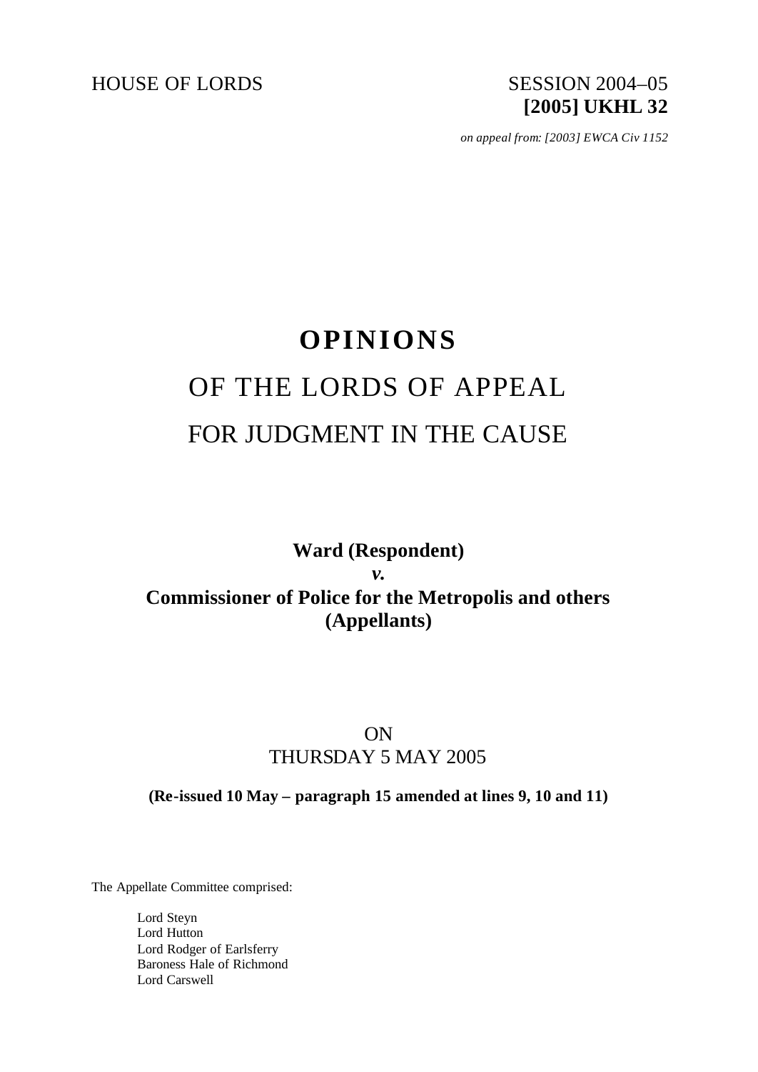HOUSE OF LORDS

SESSION 2004–05
**[2005] UKHL 32**

*on appeal from: [2003] EWCA Civ 1152*

# OPINIONS

## OF THE LORDS OF APPEAL

## FOR JUDGMENT IN THE CAUSE

**Ward (Respondent)**
***v.***
**Commissioner of Police for the Metropolis and others (Appellants)**

ON
THURSDAY 5 MAY 2005

**(Re-issued 10 May – paragraph 15 amended at lines 9, 10 and 11)**

The Appellate Committee comprised:

Lord Steyn
Lord Hutton
Lord Rodger of Earlsferry
Baroness Hale of Richmond
Lord Carswell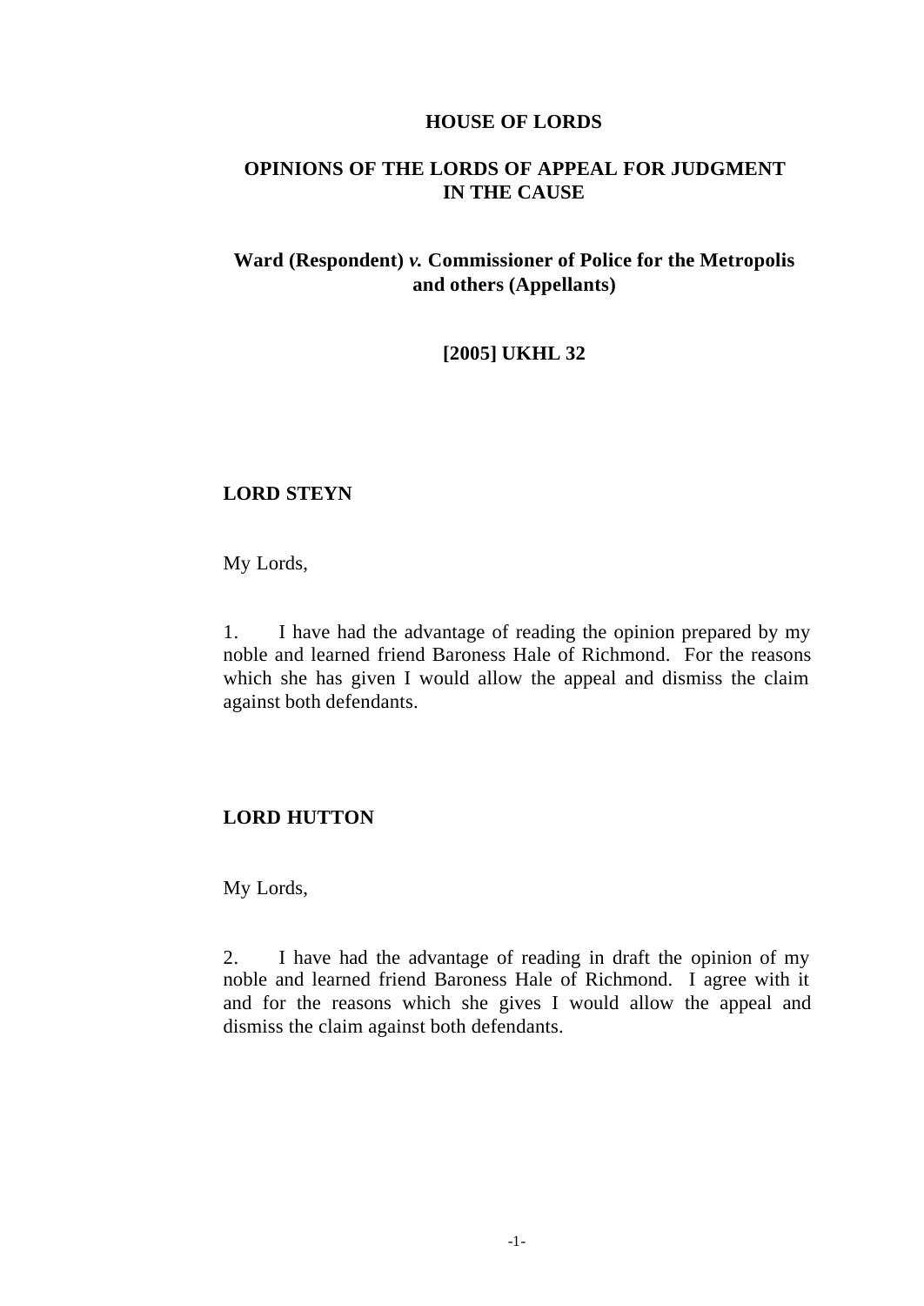**HOUSE OF LORDS**

**OPINIONS OF THE LORDS OF APPEAL FOR JUDGMENT IN THE CAUSE**

**Ward (Respondent)** ***v.*** **Commissioner of Police for the Metropolis and others (Appellants)**

**[2005] UKHL 32**

**LORD STEYN**

My Lords,

1. I have had the advantage of reading the opinion prepared by my noble and learned friend Baroness Hale of Richmond. For the reasons which she has given I would allow the appeal and dismiss the claim against both defendants.

**LORD HUTTON**

My Lords,

2. I have had the advantage of reading in draft the opinion of my noble and learned friend Baroness Hale of Richmond. I agree with it and for the reasons which she gives I would allow the appeal and dismiss the claim against both defendants.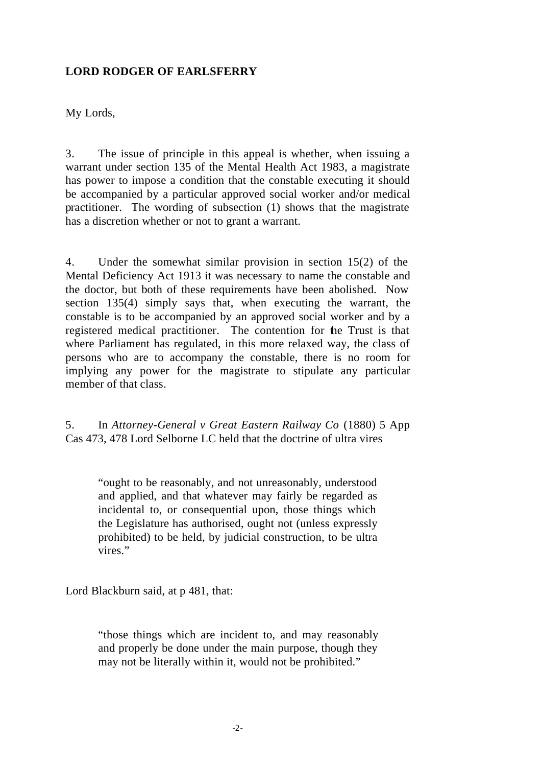**LORD RODGER OF EARLSFERRY**

My Lords,

3. The issue of principle in this appeal is whether, when issuing a warrant under section 135 of the Mental Health Act 1983, a magistrate has power to impose a condition that the constable executing it should be accompanied by a particular approved social worker and/or medical practitioner. The wording of subsection (1) shows that the magistrate has a discretion whether or not to grant a warrant.

4. Under the somewhat similar provision in section 15(2) of the Mental Deficiency Act 1913 it was necessary to name the constable and the doctor, but both of these requirements have been abolished. Now section 135(4) simply says that, when executing the warrant, the constable is to be accompanied by an approved social worker and by a registered medical practitioner. The contention for the Trust is that where Parliament has regulated, in this more relaxed way, the class of persons who are to accompany the constable, there is no room for implying any power for the magistrate to stipulate any particular member of that class.

5. In *Attorney-General v Great Eastern Railway Co* (1880) 5 App Cas 473, 478 Lord Selborne LC held that the doctrine of ultra vires

> "ought to be reasonably, and not unreasonably, understood and applied, and that whatever may fairly be regarded as incidental to, or consequential upon, those things which the Legislature has authorised, ought not (unless expressly prohibited) to be held, by judicial construction, to be ultra vires."

Lord Blackburn said, at p 481, that:

> "those things which are incident to, and may reasonably and properly be done under the main purpose, though they may not be literally within it, would not be prohibited."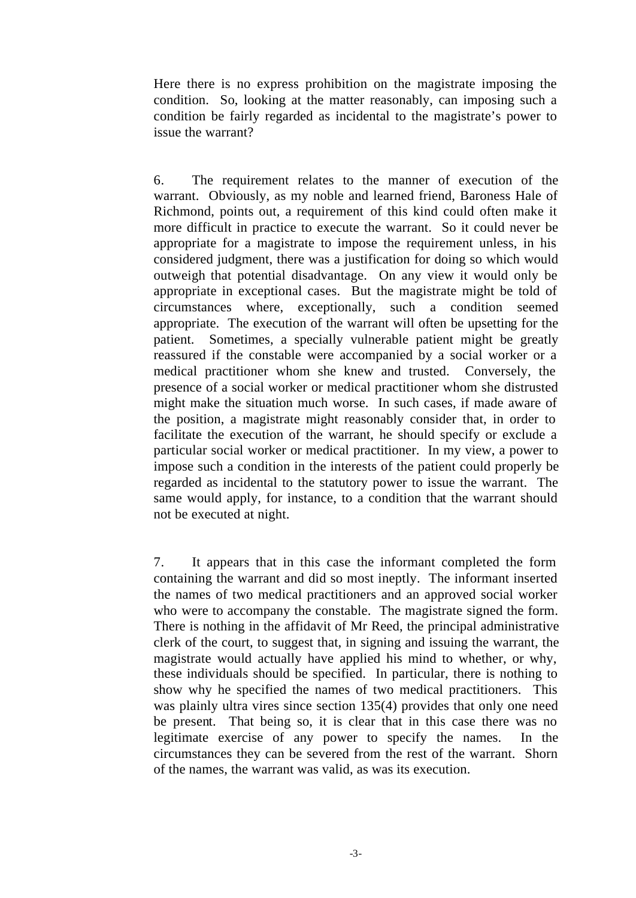Here there is no express prohibition on the magistrate imposing the condition. So, looking at the matter reasonably, can imposing such a condition be fairly regarded as incidental to the magistrate's power to issue the warrant?

6. The requirement relates to the manner of execution of the warrant. Obviously, as my noble and learned friend, Baroness Hale of Richmond, points out, a requirement of this kind could often make it more difficult in practice to execute the warrant. So it could never be appropriate for a magistrate to impose the requirement unless, in his considered judgment, there was a justification for doing so which would outweigh that potential disadvantage. On any view it would only be appropriate in exceptional cases. But the magistrate might be told of circumstances where, exceptionally, such a condition seemed appropriate. The execution of the warrant will often be upsetting for the patient. Sometimes, a specially vulnerable patient might be greatly reassured if the constable were accompanied by a social worker or a medical practitioner whom she knew and trusted. Conversely, the presence of a social worker or medical practitioner whom she distrusted might make the situation much worse. In such cases, if made aware of the position, a magistrate might reasonably consider that, in order to facilitate the execution of the warrant, he should specify or exclude a particular social worker or medical practitioner. In my view, a power to impose such a condition in the interests of the patient could properly be regarded as incidental to the statutory power to issue the warrant. The same would apply, for instance, to a condition that the warrant should not be executed at night.

7. It appears that in this case the informant completed the form containing the warrant and did so most ineptly. The informant inserted the names of two medical practitioners and an approved social worker who were to accompany the constable. The magistrate signed the form. There is nothing in the affidavit of Mr Reed, the principal administrative clerk of the court, to suggest that, in signing and issuing the warrant, the magistrate would actually have applied his mind to whether, or why, these individuals should be specified. In particular, there is nothing to show why he specified the names of two medical practitioners. This was plainly ultra vires since section 135(4) provides that only one need be present. That being so, it is clear that in this case there was no legitimate exercise of any power to specify the names. In the circumstances they can be severed from the rest of the warrant. Shorn of the names, the warrant was valid, as was its execution.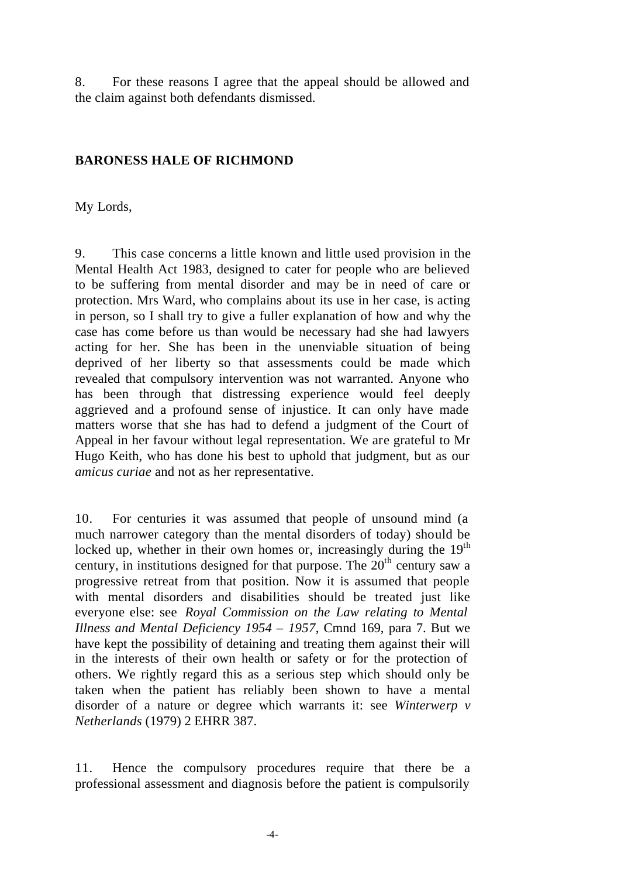8. For these reasons I agree that the appeal should be allowed and the claim against both defendants dismissed.

**BARONESS HALE OF RICHMOND**

My Lords,

9. This case concerns a little known and little used provision in the Mental Health Act 1983, designed to cater for people who are believed to be suffering from mental disorder and may be in need of care or protection. Mrs Ward, who complains about its use in her case, is acting in person, so I shall try to give a fuller explanation of how and why the case has come before us than would be necessary had she had lawyers acting for her. She has been in the unenviable situation of being deprived of her liberty so that assessments could be made which revealed that compulsory intervention was not warranted. Anyone who has been through that distressing experience would feel deeply aggrieved and a profound sense of injustice. It can only have made matters worse that she has had to defend a judgment of the Court of Appeal in her favour without legal representation. We are grateful to Mr Hugo Keith, who has done his best to uphold that judgment, but as our *amicus curiae* and not as her representative.

10. For centuries it was assumed that people of unsound mind (a much narrower category than the mental disorders of today) should be locked up, whether in their own homes or, increasingly during the 19th century, in institutions designed for that purpose. The 20th century saw a progressive retreat from that position. Now it is assumed that people with mental disorders and disabilities should be treated just like everyone else: see *Royal Commission on the Law relating to Mental Illness and Mental Deficiency 1954 – 1957*, Cmnd 169, para 7. But we have kept the possibility of detaining and treating them against their will in the interests of their own health or safety or for the protection of others. We rightly regard this as a serious step which should only be taken when the patient has reliably been shown to have a mental disorder of a nature or degree which warrants it: see *Winterwerp v Netherlands* (1979) 2 EHRR 387.

11. Hence the compulsory procedures require that there be a professional assessment and diagnosis before the patient is compulsorily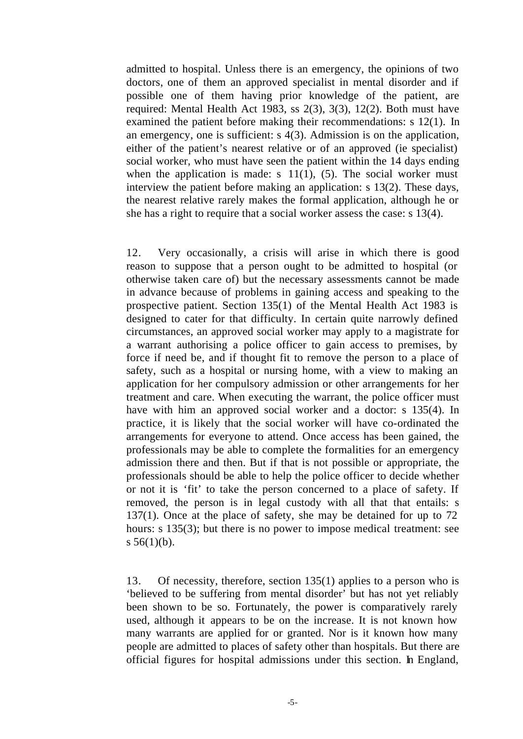admitted to hospital. Unless there is an emergency, the opinions of two doctors, one of them an approved specialist in mental disorder and if possible one of them having prior knowledge of the patient, are required: Mental Health Act 1983, ss 2(3), 3(3), 12(2). Both must have examined the patient before making their recommendations: s 12(1). In an emergency, one is sufficient: s 4(3). Admission is on the application, either of the patient's nearest relative or of an approved (ie specialist) social worker, who must have seen the patient within the 14 days ending when the application is made: s 11(1), (5). The social worker must interview the patient before making an application: s 13(2). These days, the nearest relative rarely makes the formal application, although he or she has a right to require that a social worker assess the case: s 13(4).

12. Very occasionally, a crisis will arise in which there is good reason to suppose that a person ought to be admitted to hospital (or otherwise taken care of) but the necessary assessments cannot be made in advance because of problems in gaining access and speaking to the prospective patient. Section 135(1) of the Mental Health Act 1983 is designed to cater for that difficulty. In certain quite narrowly defined circumstances, an approved social worker may apply to a magistrate for a warrant authorising a police officer to gain access to premises, by force if need be, and if thought fit to remove the person to a place of safety, such as a hospital or nursing home, with a view to making an application for her compulsory admission or other arrangements for her treatment and care. When executing the warrant, the police officer must have with him an approved social worker and a doctor: s 135(4). In practice, it is likely that the social worker will have co-ordinated the arrangements for everyone to attend. Once access has been gained, the professionals may be able to complete the formalities for an emergency admission there and then. But if that is not possible or appropriate, the professionals should be able to help the police officer to decide whether or not it is 'fit' to take the person concerned to a place of safety. If removed, the person is in legal custody with all that that entails: s 137(1). Once at the place of safety, she may be detained for up to 72 hours: s 135(3); but there is no power to impose medical treatment: see s 56(1)(b).

13. Of necessity, therefore, section 135(1) applies to a person who is 'believed to be suffering from mental disorder' but has not yet reliably been shown to be so. Fortunately, the power is comparatively rarely used, although it appears to be on the increase. It is not known how many warrants are applied for or granted. Nor is it known how many people are admitted to places of safety other than hospitals. But there are official figures for hospital admissions under this section. In England,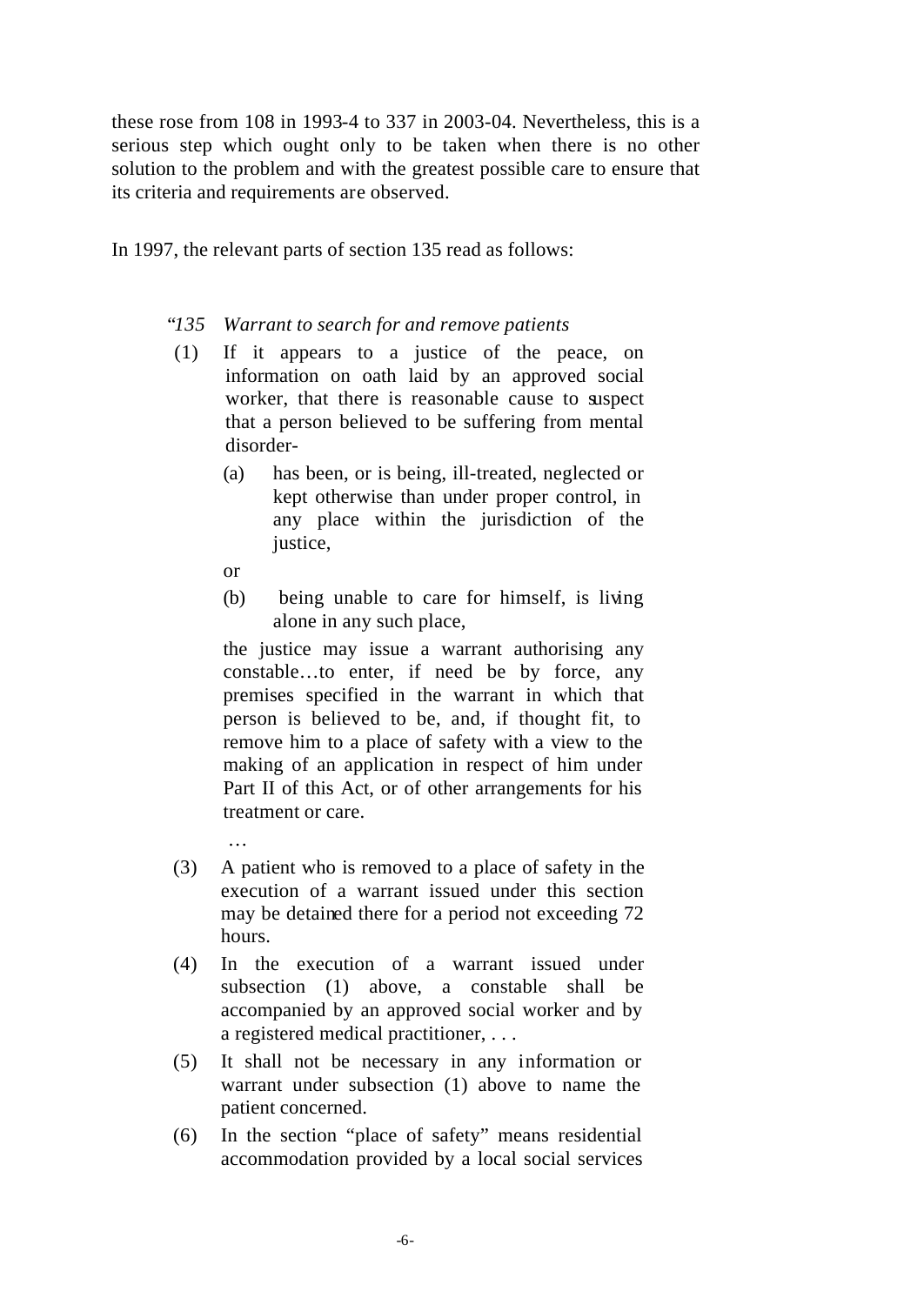these rose from 108 in 1993-4 to 337 in 2003-04. Nevertheless, this is a serious step which ought only to be taken when there is no other solution to the problem and with the greatest possible care to ensure that its criteria and requirements are observed.

In 1997, the relevant parts of section 135 read as follows:

> "*135 Warrant to search for and remove patients*
>
> (1) If it appears to a justice of the peace, on information on oath laid by an approved social worker, that there is reasonable cause to suspect that a person believed to be suffering from mental disorder-
>
> (a) has been, or is being, ill-treated, neglected or kept otherwise than under proper control, in any place within the jurisdiction of the justice,
>
> or
>
> (b) being unable to care for himself, is living alone in any such place,
>
> the justice may issue a warrant authorising any constable…to enter, if need be by force, any premises specified in the warrant in which that person is believed to be, and, if thought fit, to remove him to a place of safety with a view to the making of an application in respect of him under Part II of this Act, or of other arrangements for his treatment or care.
>
> …
>
> (3) A patient who is removed to a place of safety in the execution of a warrant issued under this section may be detained there for a period not exceeding 72 hours.
>
> (4) In the execution of a warrant issued under subsection (1) above, a constable shall be accompanied by an approved social worker and by a registered medical practitioner, . . .
>
> (5) It shall not be necessary in any information or warrant under subsection (1) above to name the patient concerned.
>
> (6) In the section "place of safety" means residential accommodation provided by a local social services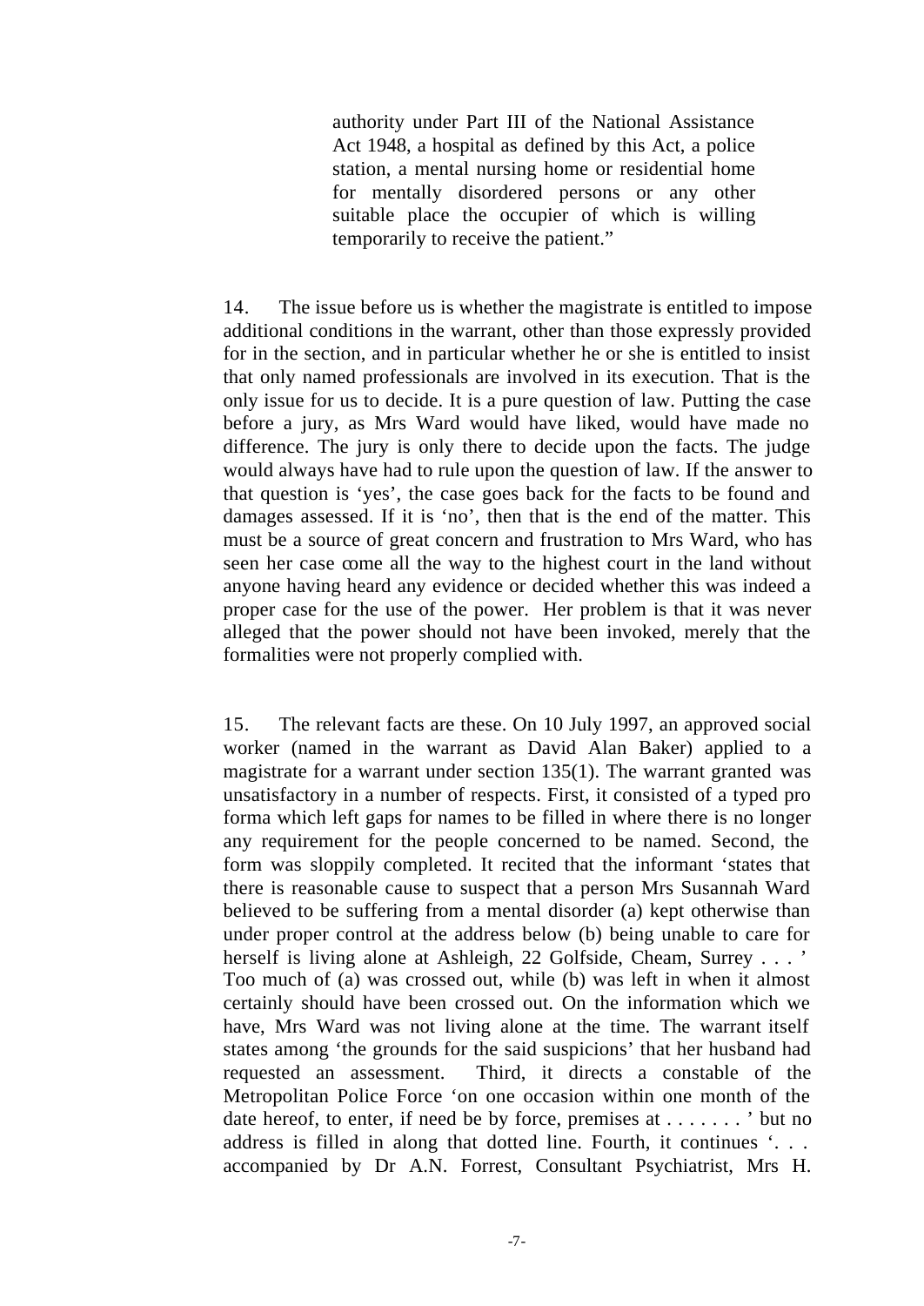> authority under Part III of the National Assistance Act 1948, a hospital as defined by this Act, a police station, a mental nursing home or residential home for mentally disordered persons or any other suitable place the occupier of which is willing temporarily to receive the patient."

14. The issue before us is whether the magistrate is entitled to impose additional conditions in the warrant, other than those expressly provided for in the section, and in particular whether he or she is entitled to insist that only named professionals are involved in its execution. That is the only issue for us to decide. It is a pure question of law. Putting the case before a jury, as Mrs Ward would have liked, would have made no difference. The jury is only there to decide upon the facts. The judge would always have had to rule upon the question of law. If the answer to that question is 'yes', the case goes back for the facts to be found and damages assessed. If it is 'no', then that is the end of the matter. This must be a source of great concern and frustration to Mrs Ward, who has seen her case come all the way to the highest court in the land without anyone having heard any evidence or decided whether this was indeed a proper case for the use of the power. Her problem is that it was never alleged that the power should not have been invoked, merely that the formalities were not properly complied with.

15. The relevant facts are these. On 10 July 1997, an approved social worker (named in the warrant as David Alan Baker) applied to a magistrate for a warrant under section 135(1). The warrant granted was unsatisfactory in a number of respects. First, it consisted of a typed pro forma which left gaps for names to be filled in where there is no longer any requirement for the people concerned to be named. Second, the form was sloppily completed. It recited that the informant 'states that there is reasonable cause to suspect that a person Mrs Susannah Ward believed to be suffering from a mental disorder (a) kept otherwise than under proper control at the address below (b) being unable to care for herself is living alone at Ashleigh, 22 Golfside, Cheam, Surrey . . . ' Too much of (a) was crossed out, while (b) was left in when it almost certainly should have been crossed out. On the information which we have, Mrs Ward was not living alone at the time. The warrant itself states among 'the grounds for the said suspicions' that her husband had requested an assessment. Third, it directs a constable of the Metropolitan Police Force 'on one occasion within one month of the date hereof, to enter, if need be by force, premises at . . . . . . . ' but no address is filled in along that dotted line. Fourth, it continues '. . . accompanied by Dr A.N. Forrest, Consultant Psychiatrist, Mrs H.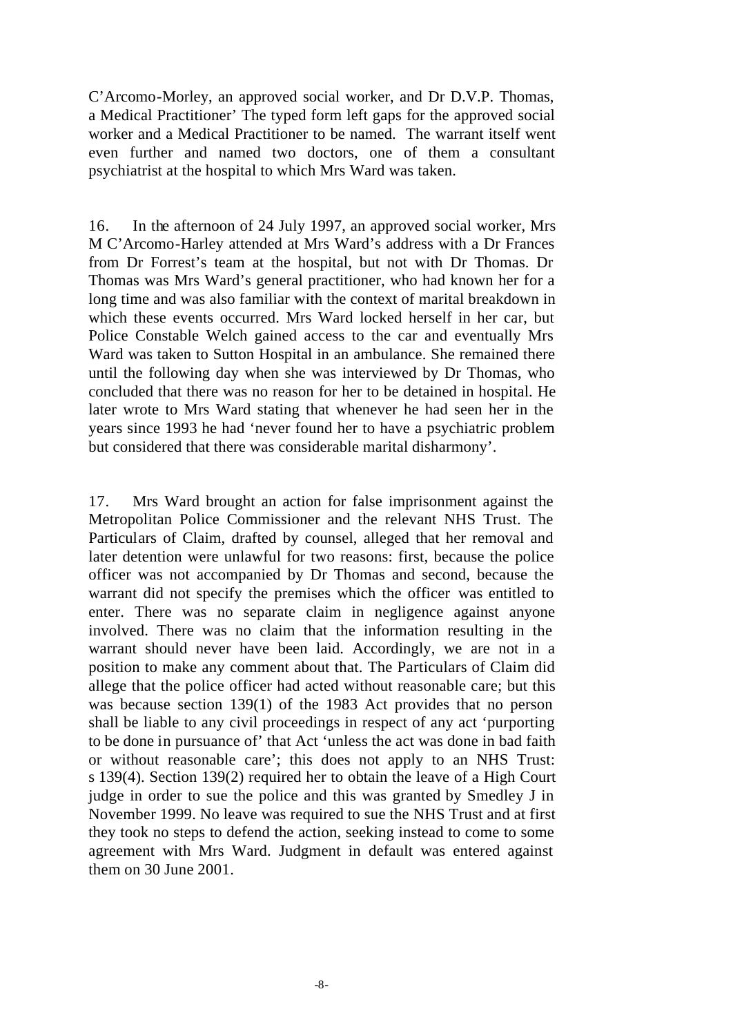C'Arcomo-Morley, an approved social worker, and Dr D.V.P. Thomas, a Medical Practitioner' The typed form left gaps for the approved social worker and a Medical Practitioner to be named. The warrant itself went even further and named two doctors, one of them a consultant psychiatrist at the hospital to which Mrs Ward was taken.

16. In the afternoon of 24 July 1997, an approved social worker, Mrs M C'Arcomo-Harley attended at Mrs Ward's address with a Dr Frances from Dr Forrest's team at the hospital, but not with Dr Thomas. Dr Thomas was Mrs Ward's general practitioner, who had known her for a long time and was also familiar with the context of marital breakdown in which these events occurred. Mrs Ward locked herself in her car, but Police Constable Welch gained access to the car and eventually Mrs Ward was taken to Sutton Hospital in an ambulance. She remained there until the following day when she was interviewed by Dr Thomas, who concluded that there was no reason for her to be detained in hospital. He later wrote to Mrs Ward stating that whenever he had seen her in the years since 1993 he had 'never found her to have a psychiatric problem but considered that there was considerable marital disharmony'.

17. Mrs Ward brought an action for false imprisonment against the Metropolitan Police Commissioner and the relevant NHS Trust. The Particulars of Claim, drafted by counsel, alleged that her removal and later detention were unlawful for two reasons: first, because the police officer was not accompanied by Dr Thomas and second, because the warrant did not specify the premises which the officer was entitled to enter. There was no separate claim in negligence against anyone involved. There was no claim that the information resulting in the warrant should never have been laid. Accordingly, we are not in a position to make any comment about that. The Particulars of Claim did allege that the police officer had acted without reasonable care; but this was because section 139(1) of the 1983 Act provides that no person shall be liable to any civil proceedings in respect of any act 'purporting to be done in pursuance of' that Act 'unless the act was done in bad faith or without reasonable care'; this does not apply to an NHS Trust: s 139(4). Section 139(2) required her to obtain the leave of a High Court judge in order to sue the police and this was granted by Smedley J in November 1999. No leave was required to sue the NHS Trust and at first they took no steps to defend the action, seeking instead to come to some agreement with Mrs Ward. Judgment in default was entered against them on 30 June 2001.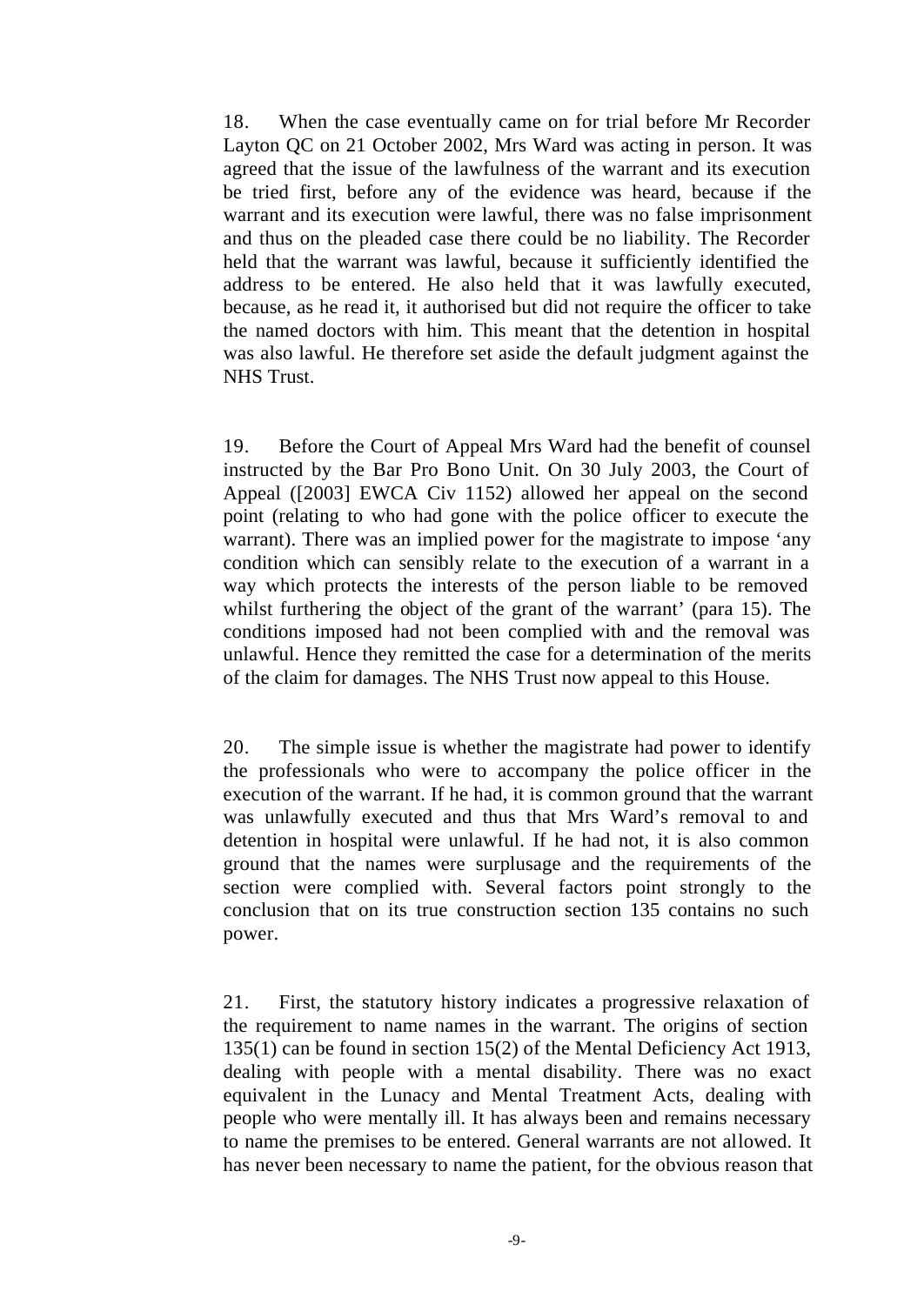18. When the case eventually came on for trial before Mr Recorder Layton QC on 21 October 2002, Mrs Ward was acting in person. It was agreed that the issue of the lawfulness of the warrant and its execution be tried first, before any of the evidence was heard, because if the warrant and its execution were lawful, there was no false imprisonment and thus on the pleaded case there could be no liability. The Recorder held that the warrant was lawful, because it sufficiently identified the address to be entered. He also held that it was lawfully executed, because, as he read it, it authorised but did not require the officer to take the named doctors with him. This meant that the detention in hospital was also lawful. He therefore set aside the default judgment against the NHS Trust.

19. Before the Court of Appeal Mrs Ward had the benefit of counsel instructed by the Bar Pro Bono Unit. On 30 July 2003, the Court of Appeal ([2003] EWCA Civ 1152) allowed her appeal on the second point (relating to who had gone with the police officer to execute the warrant). There was an implied power for the magistrate to impose 'any condition which can sensibly relate to the execution of a warrant in a way which protects the interests of the person liable to be removed whilst furthering the object of the grant of the warrant' (para 15). The conditions imposed had not been complied with and the removal was unlawful. Hence they remitted the case for a determination of the merits of the claim for damages. The NHS Trust now appeal to this House.

20. The simple issue is whether the magistrate had power to identify the professionals who were to accompany the police officer in the execution of the warrant. If he had, it is common ground that the warrant was unlawfully executed and thus that Mrs Ward's removal to and detention in hospital were unlawful. If he had not, it is also common ground that the names were surplusage and the requirements of the section were complied with. Several factors point strongly to the conclusion that on its true construction section 135 contains no such power.

21. First, the statutory history indicates a progressive relaxation of the requirement to name names in the warrant. The origins of section 135(1) can be found in section 15(2) of the Mental Deficiency Act 1913, dealing with people with a mental disability. There was no exact equivalent in the Lunacy and Mental Treatment Acts, dealing with people who were mentally ill. It has always been and remains necessary to name the premises to be entered. General warrants are not allowed. It has never been necessary to name the patient, for the obvious reason that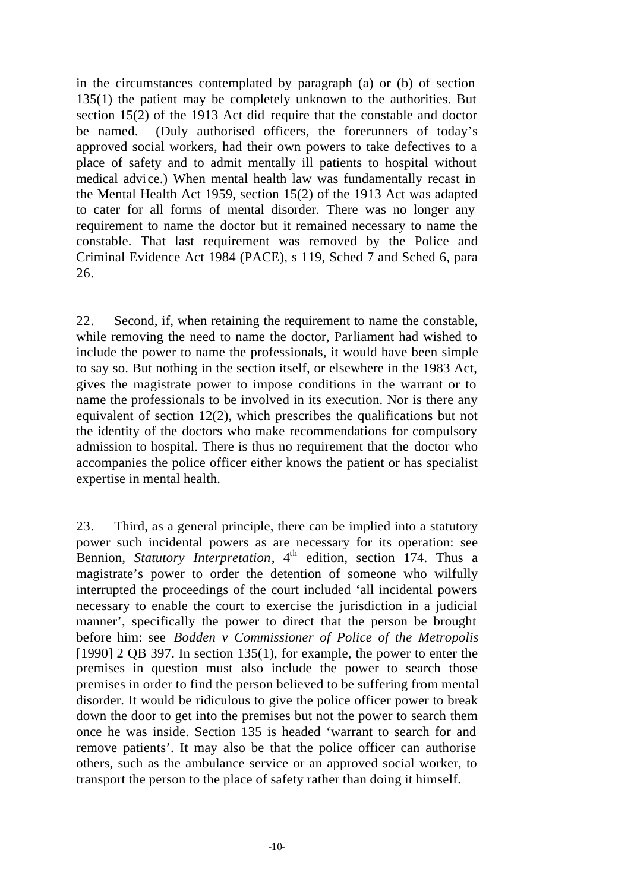in the circumstances contemplated by paragraph (a) or (b) of section 135(1) the patient may be completely unknown to the authorities. But section 15(2) of the 1913 Act did require that the constable and doctor be named. (Duly authorised officers, the forerunners of today's approved social workers, had their own powers to take defectives to a place of safety and to admit mentally ill patients to hospital without medical advice.) When mental health law was fundamentally recast in the Mental Health Act 1959, section 15(2) of the 1913 Act was adapted to cater for all forms of mental disorder. There was no longer any requirement to name the doctor but it remained necessary to name the constable. That last requirement was removed by the Police and Criminal Evidence Act 1984 (PACE), s 119, Sched 7 and Sched 6, para 26.

22. Second, if, when retaining the requirement to name the constable, while removing the need to name the doctor, Parliament had wished to include the power to name the professionals, it would have been simple to say so. But nothing in the section itself, or elsewhere in the 1983 Act, gives the magistrate power to impose conditions in the warrant or to name the professionals to be involved in its execution. Nor is there any equivalent of section 12(2), which prescribes the qualifications but not the identity of the doctors who make recommendations for compulsory admission to hospital. There is thus no requirement that the doctor who accompanies the police officer either knows the patient or has specialist expertise in mental health.

23. Third, as a general principle, there can be implied into a statutory power such incidental powers as are necessary for its operation: see Bennion, *Statutory Interpretation*, 4th edition, section 174. Thus a magistrate's power to order the detention of someone who wilfully interrupted the proceedings of the court included 'all incidental powers necessary to enable the court to exercise the jurisdiction in a judicial manner', specifically the power to direct that the person be brought before him: see *Bodden v Commissioner of Police of the Metropolis* [1990] 2 QB 397. In section 135(1), for example, the power to enter the premises in question must also include the power to search those premises in order to find the person believed to be suffering from mental disorder. It would be ridiculous to give the police officer power to break down the door to get into the premises but not the power to search them once he was inside. Section 135 is headed 'warrant to search for and remove patients'. It may also be that the police officer can authorise others, such as the ambulance service or an approved social worker, to transport the person to the place of safety rather than doing it himself.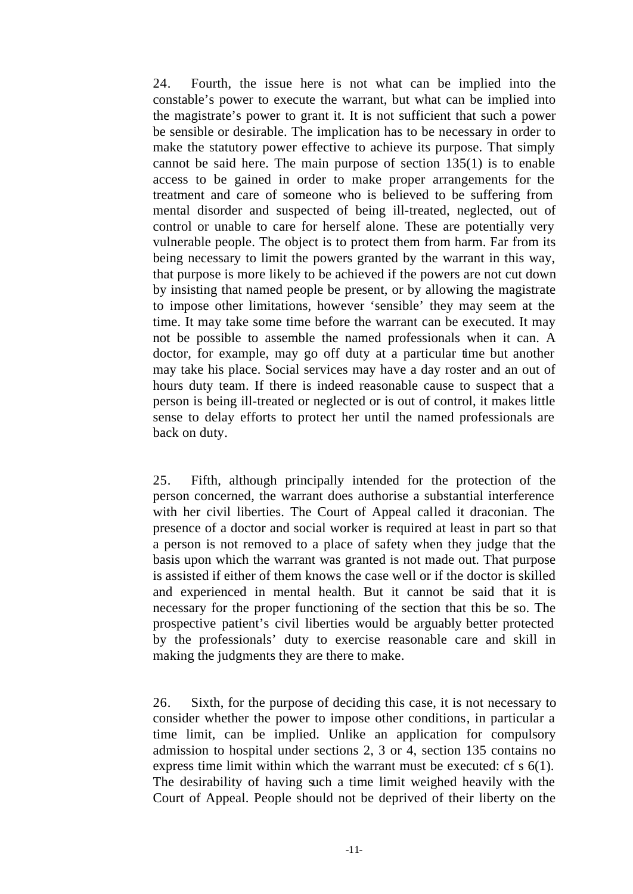24. Fourth, the issue here is not what can be implied into the constable's power to execute the warrant, but what can be implied into the magistrate's power to grant it. It is not sufficient that such a power be sensible or desirable. The implication has to be necessary in order to make the statutory power effective to achieve its purpose. That simply cannot be said here. The main purpose of section 135(1) is to enable access to be gained in order to make proper arrangements for the treatment and care of someone who is believed to be suffering from mental disorder and suspected of being ill-treated, neglected, out of control or unable to care for herself alone. These are potentially very vulnerable people. The object is to protect them from harm. Far from its being necessary to limit the powers granted by the warrant in this way, that purpose is more likely to be achieved if the powers are not cut down by insisting that named people be present, or by allowing the magistrate to impose other limitations, however 'sensible' they may seem at the time. It may take some time before the warrant can be executed. It may not be possible to assemble the named professionals when it can. A doctor, for example, may go off duty at a particular time but another may take his place. Social services may have a day roster and an out of hours duty team. If there is indeed reasonable cause to suspect that a person is being ill-treated or neglected or is out of control, it makes little sense to delay efforts to protect her until the named professionals are back on duty.

25. Fifth, although principally intended for the protection of the person concerned, the warrant does authorise a substantial interference with her civil liberties. The Court of Appeal called it draconian. The presence of a doctor and social worker is required at least in part so that a person is not removed to a place of safety when they judge that the basis upon which the warrant was granted is not made out. That purpose is assisted if either of them knows the case well or if the doctor is skilled and experienced in mental health. But it cannot be said that it is necessary for the proper functioning of the section that this be so. The prospective patient's civil liberties would be arguably better protected by the professionals' duty to exercise reasonable care and skill in making the judgments they are there to make.

26. Sixth, for the purpose of deciding this case, it is not necessary to consider whether the power to impose other conditions, in particular a time limit, can be implied. Unlike an application for compulsory admission to hospital under sections 2, 3 or 4, section 135 contains no express time limit within which the warrant must be executed: cf s 6(1). The desirability of having such a time limit weighed heavily with the Court of Appeal. People should not be deprived of their liberty on the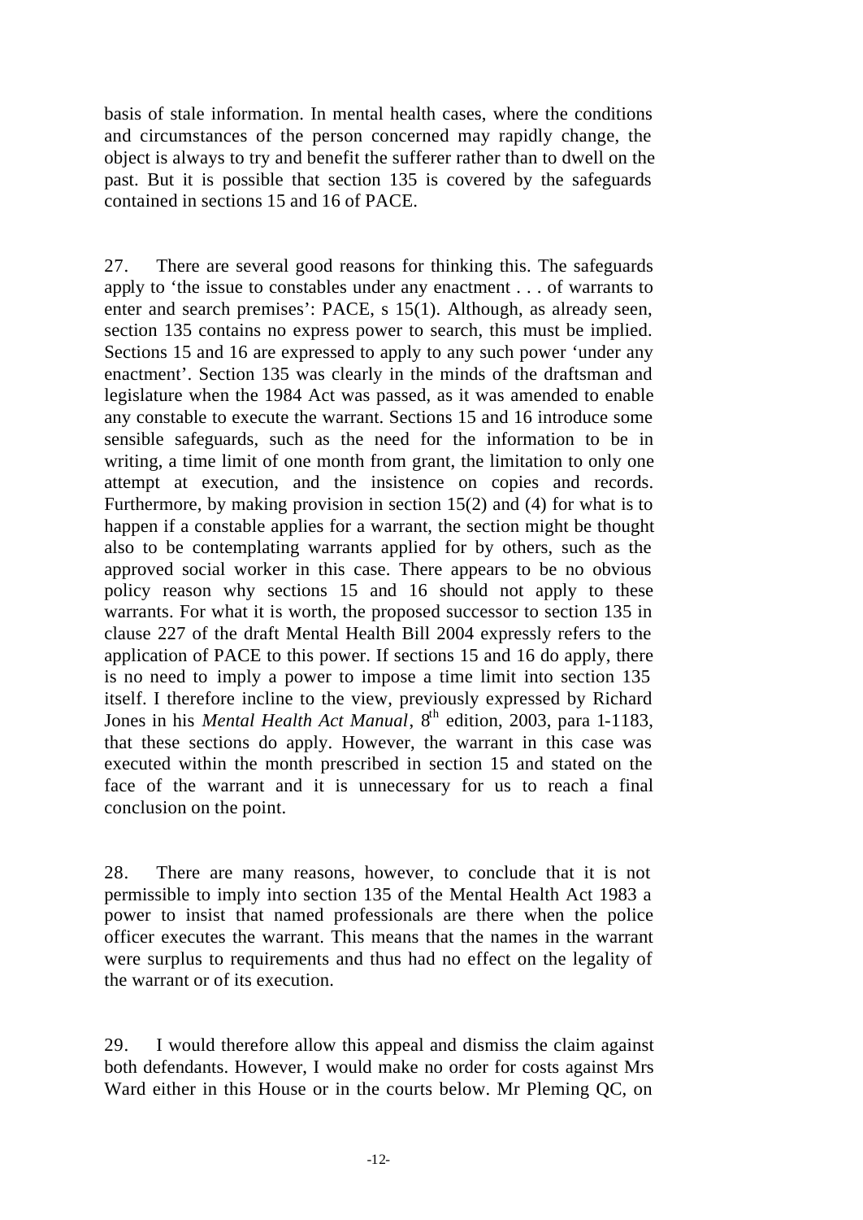basis of stale information. In mental health cases, where the conditions and circumstances of the person concerned may rapidly change, the object is always to try and benefit the sufferer rather than to dwell on the past. But it is possible that section 135 is covered by the safeguards contained in sections 15 and 16 of PACE.

27. There are several good reasons for thinking this. The safeguards apply to 'the issue to constables under any enactment . . . of warrants to enter and search premises': PACE, s 15(1). Although, as already seen, section 135 contains no express power to search, this must be implied. Sections 15 and 16 are expressed to apply to any such power 'under any enactment'. Section 135 was clearly in the minds of the draftsman and legislature when the 1984 Act was passed, as it was amended to enable any constable to execute the warrant. Sections 15 and 16 introduce some sensible safeguards, such as the need for the information to be in writing, a time limit of one month from grant, the limitation to only one attempt at execution, and the insistence on copies and records. Furthermore, by making provision in section 15(2) and (4) for what is to happen if a constable applies for a warrant, the section might be thought also to be contemplating warrants applied for by others, such as the approved social worker in this case. There appears to be no obvious policy reason why sections 15 and 16 should not apply to these warrants. For what it is worth, the proposed successor to section 135 in clause 227 of the draft Mental Health Bill 2004 expressly refers to the application of PACE to this power. If sections 15 and 16 do apply, there is no need to imply a power to impose a time limit into section 135 itself. I therefore incline to the view, previously expressed by Richard Jones in his *Mental Health Act Manual*, 8th edition, 2003, para 1-1183, that these sections do apply. However, the warrant in this case was executed within the month prescribed in section 15 and stated on the face of the warrant and it is unnecessary for us to reach a final conclusion on the point.

28. There are many reasons, however, to conclude that it is not permissible to imply into section 135 of the Mental Health Act 1983 a power to insist that named professionals are there when the police officer executes the warrant. This means that the names in the warrant were surplus to requirements and thus had no effect on the legality of the warrant or of its execution.

29. I would therefore allow this appeal and dismiss the claim against both defendants. However, I would make no order for costs against Mrs Ward either in this House or in the courts below. Mr Pleming QC, on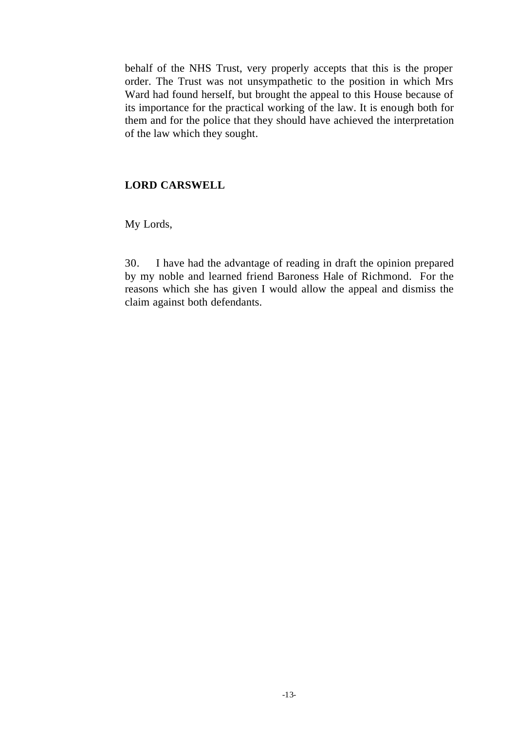behalf of the NHS Trust, very properly accepts that this is the proper order. The Trust was not unsympathetic to the position in which Mrs Ward had found herself, but brought the appeal to this House because of its importance for the practical working of the law. It is enough both for them and for the police that they should have achieved the interpretation of the law which they sought.

**LORD CARSWELL**

My Lords,

30. I have had the advantage of reading in draft the opinion prepared by my noble and learned friend Baroness Hale of Richmond. For the reasons which she has given I would allow the appeal and dismiss the claim against both defendants.